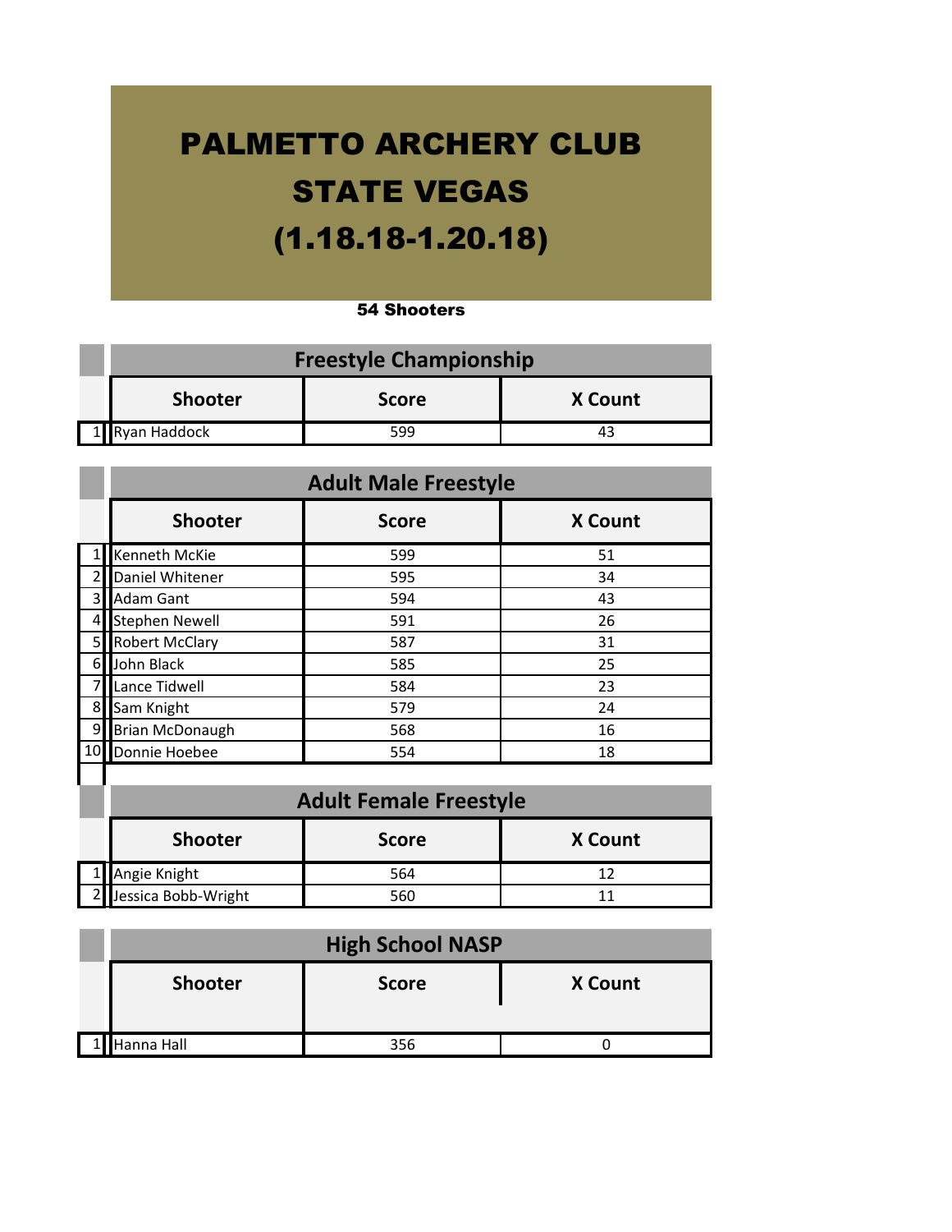# PALMETTO ARCHERY CLUB

# STATE VEGAS

# (1.18.18-1.20.18)

**54 Shooters**

## Freestyle Championship

| | Shooter | Score | X Count |
|---|---|---|---|
| 1 | Ryan Haddock | 599 | 43 |

## Adult Male Freestyle

| | Shooter | Score | X Count |
|---|---|---|---|
| 1 | Kenneth McKie | 599 | 51 |
| 2 | Daniel Whitener | 595 | 34 |
| 3 | Adam Gant | 594 | 43 |
| 4 | Stephen Newell | 591 | 26 |
| 5 | Robert McClary | 587 | 31 |
| 6 | John Black | 585 | 25 |
| 7 | Lance Tidwell | 584 | 23 |
| 8 | Sam Knight | 579 | 24 |
| 9 | Brian McDonaugh | 568 | 16 |
| 10 | Donnie Hoebee | 554 | 18 |

## Adult Female Freestyle

| | Shooter | Score | X Count |
|---|---|---|---|
| 1 | Angie Knight | 564 | 12 |
| 2 | Jessica Bobb-Wright | 560 | 11 |

## High School NASP

| | Shooter | Score | X Count |
|---|---|---|---|
| 1 | Hanna Hall | 356 | 0 |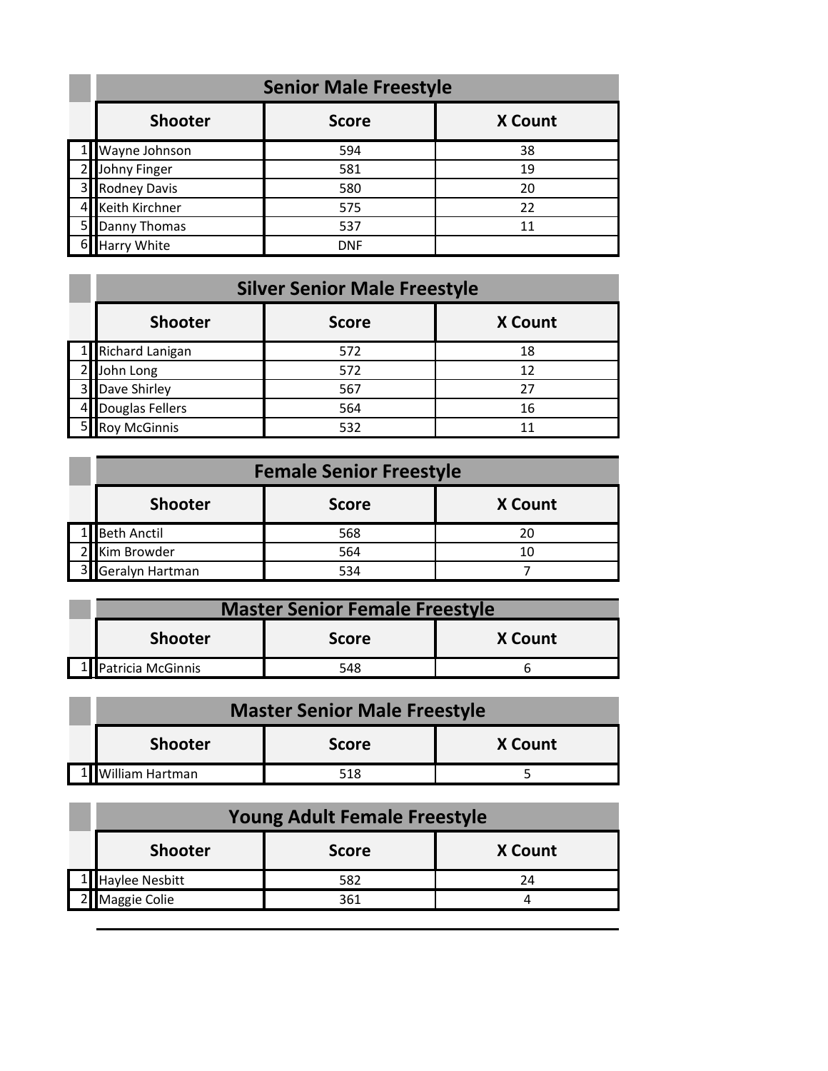## Senior Male Freestyle

| | Shooter | Score | X Count |
|---|---|---|---|
| 1 | Wayne Johnson | 594 | 38 |
| 2 | Johny Finger | 581 | 19 |
| 3 | Rodney Davis | 580 | 20 |
| 4 | Keith Kirchner | 575 | 22 |
| 5 | Danny Thomas | 537 | 11 |
| 6 | Harry White | DNF | |

## Silver Senior Male Freestyle

| | Shooter | Score | X Count |
|---|---|---|---|
| 1 | Richard Lanigan | 572 | 18 |
| 2 | John Long | 572 | 12 |
| 3 | Dave Shirley | 567 | 27 |
| 4 | Douglas Fellers | 564 | 16 |
| 5 | Roy McGinnis | 532 | 11 |

## Female Senior Freestyle

| | Shooter | Score | X Count |
|---|---|---|---|
| 1 | Beth Anctil | 568 | 20 |
| 2 | Kim Browder | 564 | 10 |
| 3 | Geralyn Hartman | 534 | 7 |

## Master Senior Female Freestyle

| | Shooter | Score | X Count |
|---|---|---|---|
| 1 | Patricia McGinnis | 548 | 6 |

## Master Senior Male Freestyle

| | Shooter | Score | X Count |
|---|---|---|---|
| 1 | William Hartman | 518 | 5 |

## Young Adult Female Freestyle

| | Shooter | Score | X Count |
|---|---|---|---|
| 1 | Haylee Nesbitt | 582 | 24 |
| 2 | Maggie Colie | 361 | 4 |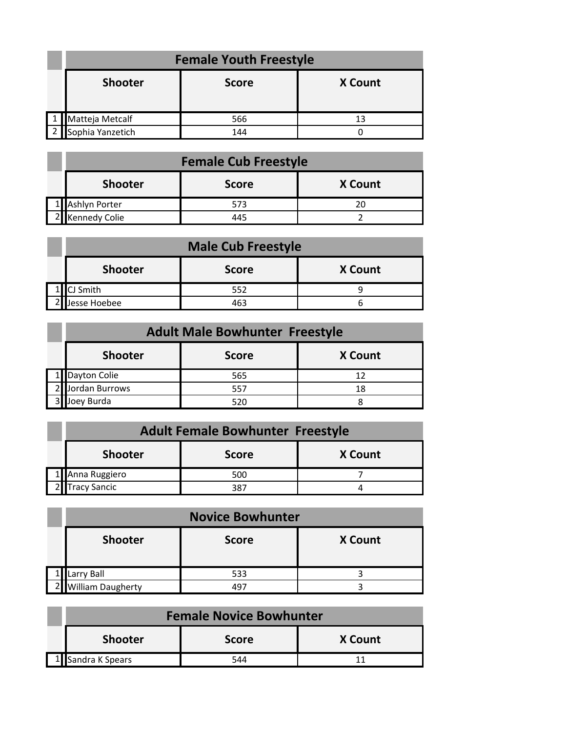| | Female Youth Freestyle | | |
|---|---|---|---|
| | **Shooter** | **Score** | **X Count** |
| 1 | Matteja Metcalf | 566 | 13 |
| 2 | Sophia Yanzetich | 144 | 0 |

| | Female Cub Freestyle | | |
|---|---|---|---|
| | **Shooter** | **Score** | **X Count** |
| 1 | Ashlyn Porter | 573 | 20 |
| 2 | Kennedy Colie | 445 | 2 |

| | Male Cub Freestyle | | |
|---|---|---|---|
| | **Shooter** | **Score** | **X Count** |
| 1 | CJ Smith | 552 | 9 |
| 2 | Jesse Hoebee | 463 | 6 |

| | Adult Male Bowhunter Freestyle | | |
|---|---|---|---|
| | **Shooter** | **Score** | **X Count** |
| 1 | Dayton Colie | 565 | 12 |
| 2 | Jordan Burrows | 557 | 18 |
| 3 | Joey Burda | 520 | 8 |

| | Adult Female Bowhunter Freestyle | | |
|---|---|---|---|
| | **Shooter** | **Score** | **X Count** |
| 1 | Anna Ruggiero | 500 | 7 |
| 2 | Tracy Sancic | 387 | 4 |

| | Novice Bowhunter | | |
|---|---|---|---|
| | **Shooter** | **Score** | **X Count** |
| 1 | Larry Ball | 533 | 3 |
| 2 | William Daugherty | 497 | 3 |

| | Female Novice Bowhunter | | |
|---|---|---|---|
| | **Shooter** | **Score** | **X Count** |
| 1 | Sandra K Spears | 544 | 11 |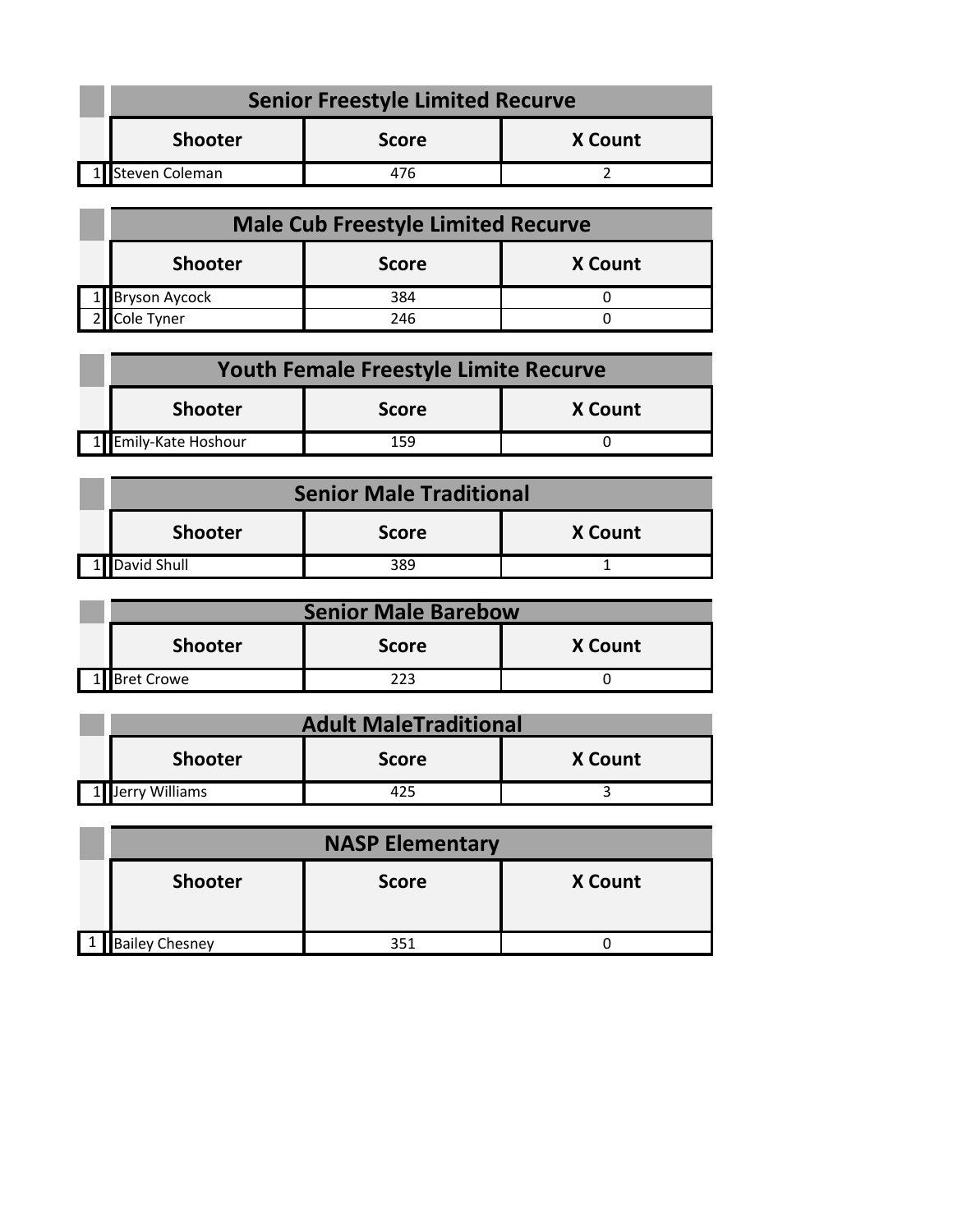| | Senior Freestyle Limited Recurve | | |
|---|---|---|---|
| | Shooter | Score | X Count |
| 1 | Steven Coleman | 476 | 2 |

| | Male Cub Freestyle Limited Recurve | | |
|---|---|---|---|
| | Shooter | Score | X Count |
| 1 | Bryson Aycock | 384 | 0 |
| 2 | Cole Tyner | 246 | 0 |

| | Youth Female Freestyle Limite Recurve | | |
|---|---|---|---|
| | Shooter | Score | X Count |
| 1 | Emily-Kate Hoshour | 159 | 0 |

| | Senior Male Traditional | | |
|---|---|---|---|
| | Shooter | Score | X Count |
| 1 | David Shull | 389 | 1 |

| | Senior Male Barebow | | |
|---|---|---|---|
| | Shooter | Score | X Count |
| 1 | Bret Crowe | 223 | 0 |

| | Adult MaleTraditional | | |
|---|---|---|---|
| | Shooter | Score | X Count |
| 1 | Jerry Williams | 425 | 3 |

| | NASP Elementary | | |
|---|---|---|---|
| | Shooter | Score | X Count |
| 1 | Bailey Chesney | 351 | 0 |